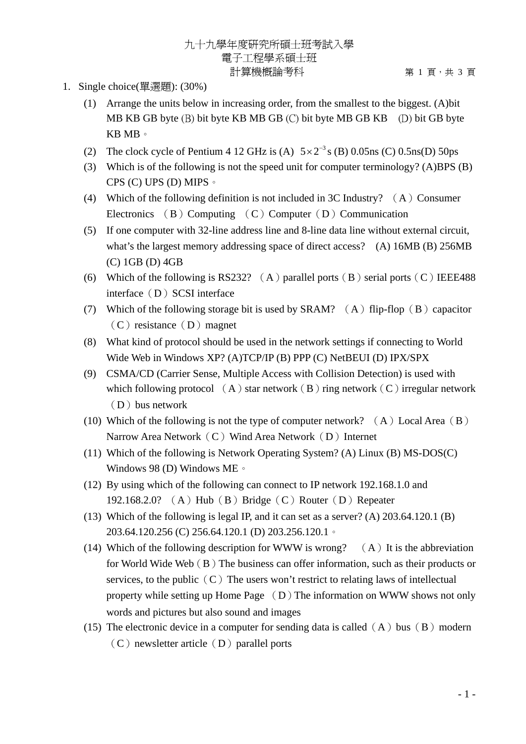九十九學年度研究所碩士班考試入學
電子工程學系碩士班
計算機概論考科

1. Single choice(單選題): (30%)

   (1) Arrange the units below in increasing order, from the smallest to the biggest. (A)bit MB KB GB byte (B) bit byte KB MB GB (C) bit byte MB GB KB (D) bit GB byte KB MB。

   (2) The clock cycle of Pentium 4 12 GHz is (A) $5 \times 2^{-3}$ s (B) 0.05ns (C) 0.5ns(D) 50ps

   (3) Which is of the following is not the speed unit for computer terminology? (A)BPS (B) CPS (C) UPS (D) MIPS。

   (4) Which of the following definition is not included in 3C Industry? （A）Consumer Electronics （B）Computing （C）Computer（D）Communication

   (5) If one computer with 32-line address line and 8-line data line without external circuit, what's the largest memory addressing space of direct access? (A) 16MB (B) 256MB (C) 1GB (D) 4GB

   (6) Which of the following is RS232? （A）parallel ports（B）serial ports（C）IEEE488 interface（D）SCSI interface

   (7) Which of the following storage bit is used by SRAM? （A）flip-flop（B）capacitor（C）resistance（D）magnet

   (8) What kind of protocol should be used in the network settings if connecting to World Wide Web in Windows XP? (A)TCP/IP (B) PPP (C) NetBEUI (D) IPX/SPX

   (9) CSMA/CD (Carrier Sense, Multiple Access with Collision Detection) is used with which following protocol （A）star network（B）ring network（C）irregular network（D）bus network

   (10) Which of the following is not the type of computer network? （A）Local Area（B）Narrow Area Network（C）Wind Area Network（D）Internet

   (11) Which of the following is Network Operating System? (A) Linux (B) MS-DOS(C) Windows 98 (D) Windows ME。

   (12) By using which of the following can connect to IP network 192.168.1.0 and 192.168.2.0? （A）Hub（B）Bridge（C）Router（D）Repeater

   (13) Which of the following is legal IP, and it can set as a server? (A) 203.64.120.1 (B) 203.64.120.256 (C) 256.64.120.1 (D) 203.256.120.1。

   (14) Which of the following description for WWW is wrong? （A）It is the abbreviation for World Wide Web（B）The business can offer information, such as their products or services, to the public（C）The users won't restrict to relating laws of intellectual property while setting up Home Page （D）The information on WWW shows not only words and pictures but also sound and images

   (15) The electronic device in a computer for sending data is called（A）bus（B）modern（C）newsletter article（D）parallel ports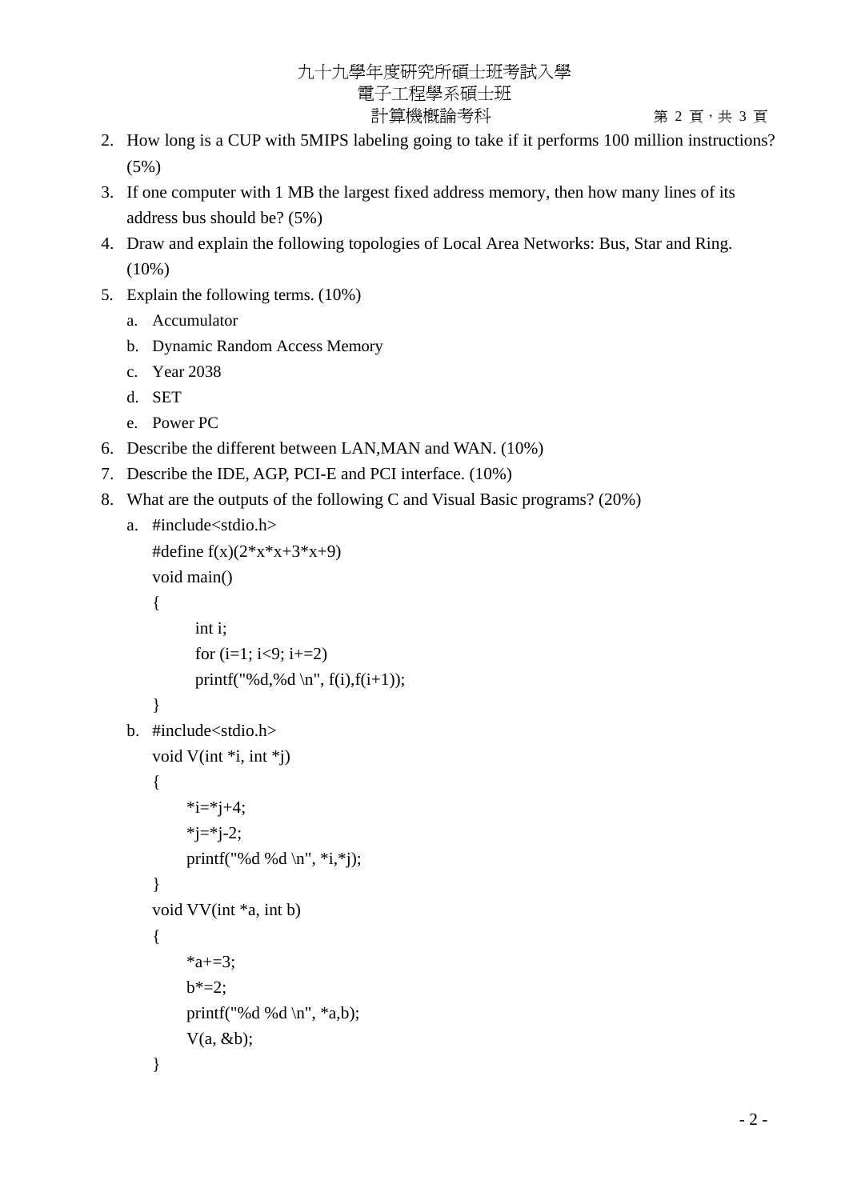九十九學年度研究所碩士班考試入學
電子工程學系碩士班
計算機概論考科

2. How long is a CUP with 5MIPS labeling going to take if it performs 100 million instructions? (5%)
3. If one computer with 1 MB the largest fixed address memory, then how many lines of its address bus should be? (5%)
4. Draw and explain the following topologies of Local Area Networks: Bus, Star and Ring. (10%)
5. Explain the following terms. (10%)
   a. Accumulator
   b. Dynamic Random Access Memory
   c. Year 2038
   d. SET
   e. Power PC
6. Describe the different between LAN,MAN and WAN. (10%)
7. Describe the IDE, AGP, PCI-E and PCI interface. (10%)
8. What are the outputs of the following C and Visual Basic programs? (20%)
   a. 
   ```
   #include<stdio.h>
   #define f(x)(2*x*x+3*x+9)
   void main()
   {
        int i;
        for (i=1; i<9; i+=2)
        printf("%d,%d \n", f(i),f(i+1));
   }
   ```
   b. 
   ```
   #include<stdio.h>
   void V(int *i, int *j)
   {
       *i=*j+4;
       *j=*j-2;
       printf("%d %d \n", *i,*j);
   }
   void VV(int *a, int b)
   {
       *a+=3;
       b*=2;
       printf("%d %d \n", *a,b);
       V(a, &b);
   }
   ```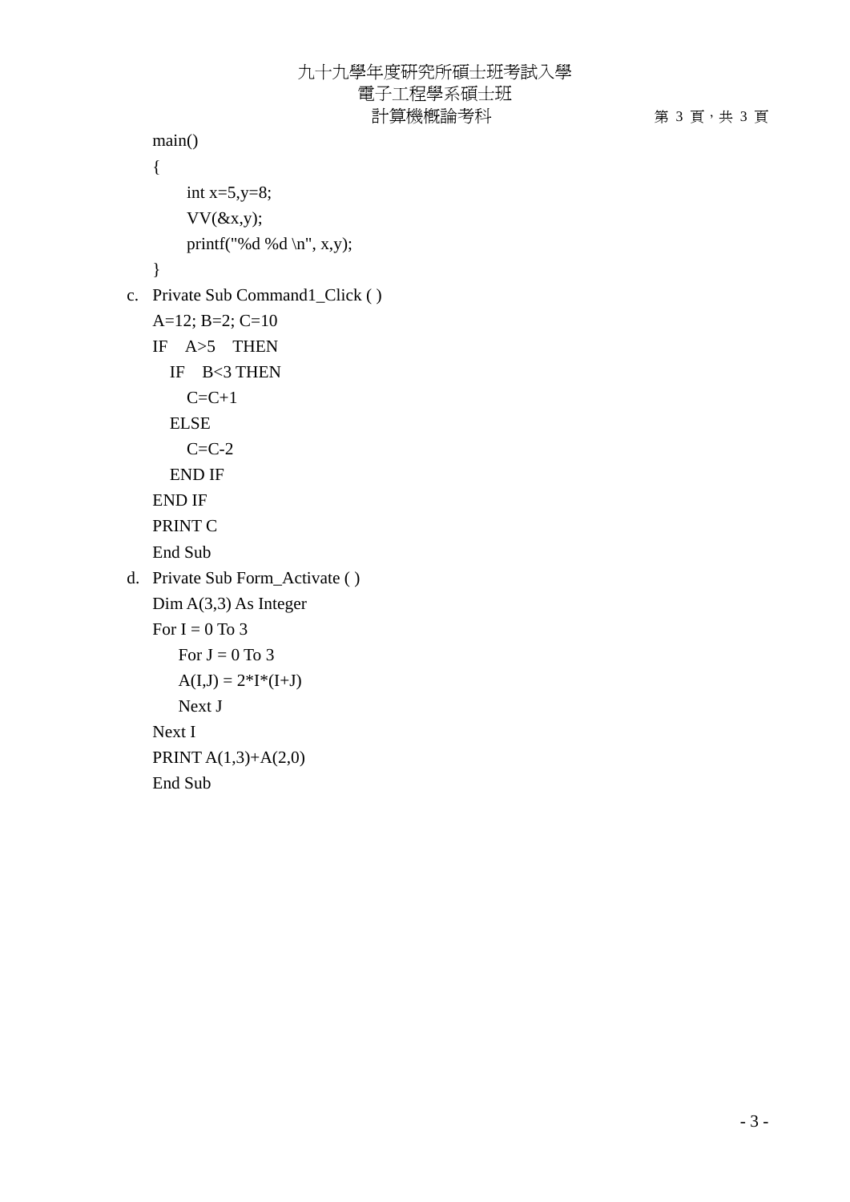```
main()
{
    int x=5,y=8;
    VV(&x,y);
    printf("%d %d \n", x,y);
}
```

c.
```
Private Sub Command1_Click ( )
A=12; B=2; C=10
IF   A>5   THEN
   IF   B<3 THEN
      C=C+1
   ELSE
      C=C-2
   END IF
END IF
PRINT C
End Sub
```

d.
```
Private Sub Form_Activate ( )
Dim A(3,3) As Integer
For I = 0 To 3
    For J = 0 To 3
    A(I,J) = 2*I*(I+J)
    Next J
Next I
PRINT A(1,3)+A(2,0)
End Sub
```